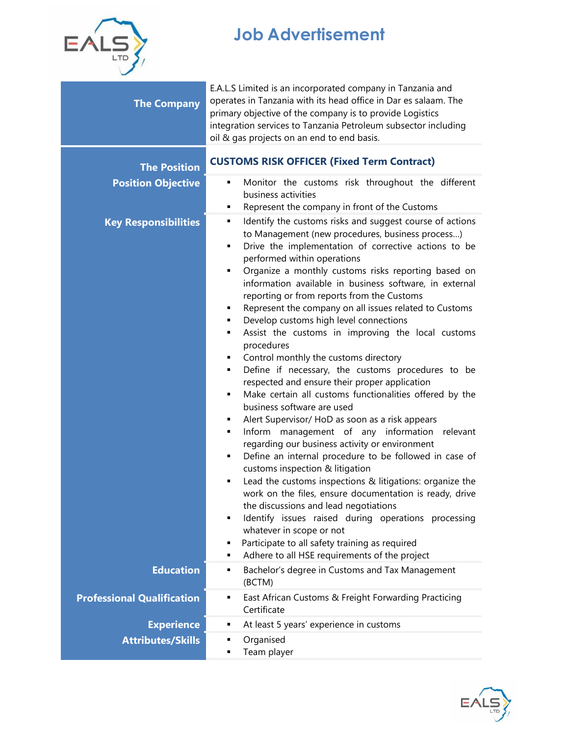# Job Advertisement

| | |
|---|---|
| **The Company** | E.A.L.S Limited is an incorporated company in Tanzania and operates in Tanzania with its head office in Dar es salaam. The primary objective of the company is to provide Logistics integration services to Tanzania Petroleum subsector including oil & gas projects on an end to end basis. |
| **The Position** | **CUSTOMS RISK OFFICER (Fixed Term Contract)** |
| **Position Objective** | ▪ Monitor the customs risk throughout the different business activities<br>▪ Represent the company in front of the Customs |
| **Key Responsibilities** | ▪ Identify the customs risks and suggest course of actions to Management (new procedures, business process…)<br>▪ Drive the implementation of corrective actions to be performed within operations<br>▪ Organize a monthly customs risks reporting based on information available in business software, in external reporting or from reports from the Customs<br>▪ Represent the company on all issues related to Customs<br>▪ Develop customs high level connections<br>▪ Assist the customs in improving the local customs procedures<br>▪ Control monthly the customs directory<br>▪ Define if necessary, the customs procedures to be respected and ensure their proper application<br>▪ Make certain all customs functionalities offered by the business software are used<br>▪ Alert Supervisor/ HoD as soon as a risk appears<br>▪ Inform management of any information relevant regarding our business activity or environment<br>▪ Define an internal procedure to be followed in case of customs inspection & litigation<br>▪ Lead the customs inspections & litigations: organize the work on the files, ensure documentation is ready, drive the discussions and lead negotiations<br>▪ Identify issues raised during operations processing whatever in scope or not<br>▪ Participate to all safety training as required<br>▪ Adhere to all HSE requirements of the project |
| **Education** | ▪ Bachelor's degree in Customs and Tax Management (BCTM) |
| **Professional Qualification** | ▪ East African Customs & Freight Forwarding Practicing Certificate |
| **Experience** | ▪ At least 5 years' experience in customs |
| **Attributes/Skills** | ▪ Organised<br>▪ Team player |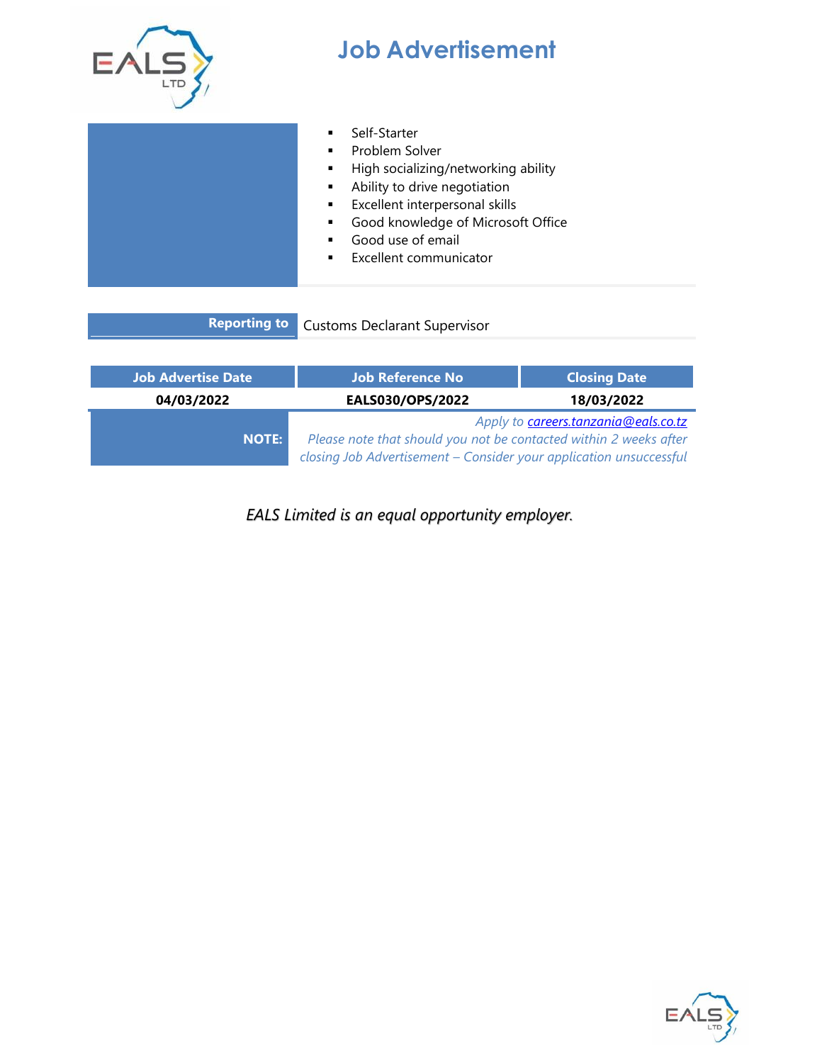# Job Advertisement

|  |  |
|---|---|
|  | ▪ Self-Starter<br>▪ Problem Solver<br>▪ High socializing/networking ability<br>▪ Ability to drive negotiation<br>▪ Excellent interpersonal skills<br>▪ Good knowledge of Microsoft Office<br>▪ Good use of email<br>▪ Excellent communicator |
| **Reporting to** | Customs Declarant Supervisor |

| Job Advertise Date | Job Reference No | Closing Date |
|---|---|---|
| **04/03/2022** | **EALS030/OPS/2022** | **18/03/2022** |

| | |
|---|---|
| **NOTE:** | *Apply to careers.tanzania@eals.co.tz*<br>*Please note that should you not be contacted within 2 weeks after closing Job Advertisement – Consider your application unsuccessful* |

*EALS Limited is an equal opportunity employer.*